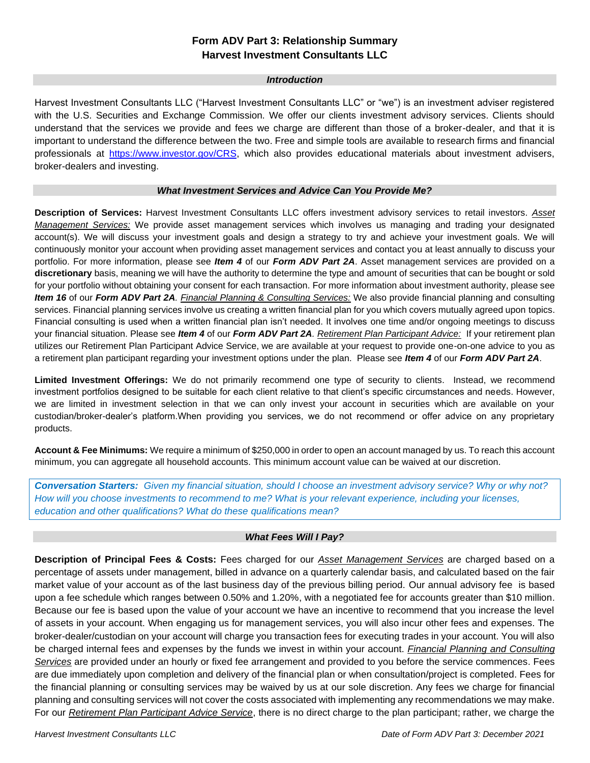# Form ADV Part 3: Relationship Summary
# Harvest Investment Consultants LLC

## *Introduction*

Harvest Investment Consultants LLC ("Harvest Investment Consultants LLC" or "we") is an investment adviser registered with the U.S. Securities and Exchange Commission. We offer our clients investment advisory services. Clients should understand that the services we provide and fees we charge are different than those of a broker-dealer, and that it is important to understand the difference between the two. Free and simple tools are available to research firms and financial professionals at https://www.investor.gov/CRS, which also provides educational materials about investment advisers, broker-dealers and investing.

## *What Investment Services and Advice Can You Provide Me?*

**Description of Services:** Harvest Investment Consultants LLC offers investment advisory services to retail investors. *Asset Management Services:* We provide asset management services which involves us managing and trading your designated account(s). We will discuss your investment goals and design a strategy to try and achieve your investment goals. We will continuously monitor your account when providing asset management services and contact you at least annually to discuss your portfolio. For more information, please see ***Item 4*** of our ***Form ADV Part 2A***. Asset management services are provided on a **discretionary** basis, meaning we will have the authority to determine the type and amount of securities that can be bought or sold for your portfolio without obtaining your consent for each transaction. For more information about investment authority, please see ***Item 16*** of our ***Form ADV Part 2A***. *Financial Planning & Consulting Services:* We also provide financial planning and consulting services. Financial planning services involve us creating a written financial plan for you which covers mutually agreed upon topics. Financial consulting is used when a written financial plan isn't needed. It involves one time and/or ongoing meetings to discuss your financial situation. Please see ***Item 4*** of our ***Form ADV Part 2A***. *Retirement Plan Participant Advice:* If your retirement plan utilizes our Retirement Plan Participant Advice Service, we are available at your request to provide one-on-one advice to you as a retirement plan participant regarding your investment options under the plan. Please see ***Item 4*** of our ***Form ADV Part 2A***.

**Limited Investment Offerings:** We do not primarily recommend one type of security to clients. Instead, we recommend investment portfolios designed to be suitable for each client relative to that client's specific circumstances and needs. However, we are limited in investment selection in that we can only invest your account in securities which are available on your custodian/broker-dealer's platform.When providing you services, we do not recommend or offer advice on any proprietary products.

**Account & Fee Minimums:** We require a minimum of $250,000 in order to open an account managed by us. To reach this account minimum, you can aggregate all household accounts. This minimum account value can be waived at our discretion.

***Conversation Starters:*** *Given my financial situation, should I choose an investment advisory service? Why or why not? How will you choose investments to recommend to me? What is your relevant experience, including your licenses, education and other qualifications? What do these qualifications mean?*

## *What Fees Will I Pay?*

**Description of Principal Fees & Costs:** Fees charged for our *Asset Management Services* are charged based on a percentage of assets under management, billed in advance on a quarterly calendar basis, and calculated based on the fair market value of your account as of the last business day of the previous billing period. Our annual advisory fee is based upon a fee schedule which ranges between 0.50% and 1.20%, with a negotiated fee for accounts greater than $10 million. Because our fee is based upon the value of your account we have an incentive to recommend that you increase the level of assets in your account. When engaging us for management services, you will also incur other fees and expenses. The broker-dealer/custodian on your account will charge you transaction fees for executing trades in your account. You will also be charged internal fees and expenses by the funds we invest in within your account. *Financial Planning and Consulting Services* are provided under an hourly or fixed fee arrangement and provided to you before the service commences. Fees are due immediately upon completion and delivery of the financial plan or when consultation/project is completed. Fees for the financial planning or consulting services may be waived by us at our sole discretion. Any fees we charge for financial planning and consulting services will not cover the costs associated with implementing any recommendations we may make. For our *Retirement Plan Participant Advice Service*, there is no direct charge to the plan participant; rather, we charge the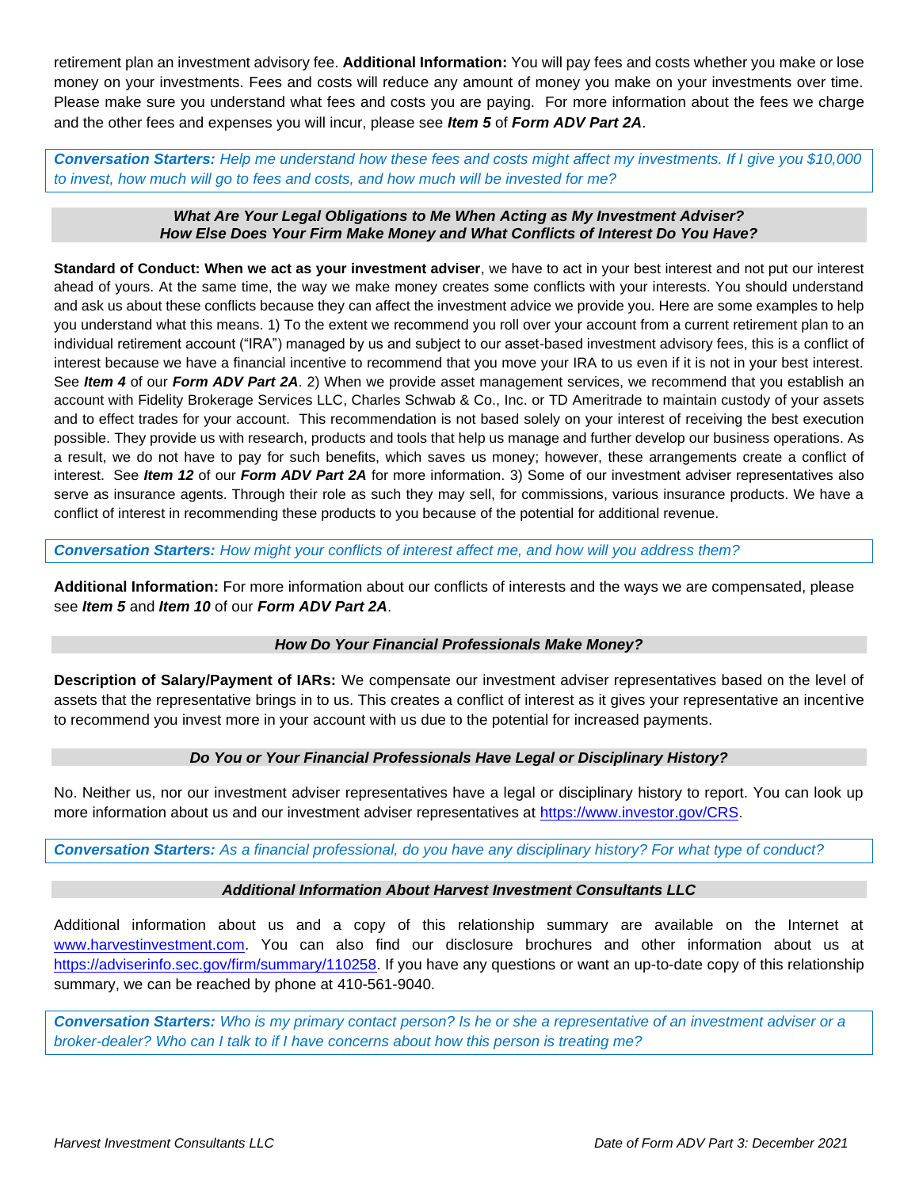retirement plan an investment advisory fee. **Additional Information:** You will pay fees and costs whether you make or lose money on your investments. Fees and costs will reduce any amount of money you make on your investments over time. Please make sure you understand what fees and costs you are paying. For more information about the fees we charge and the other fees and expenses you will incur, please see ***Item 5*** of ***Form ADV Part 2A***.

***Conversation Starters:*** *Help me understand how these fees and costs might affect my investments. If I give you $10,000 to invest, how much will go to fees and costs, and how much will be invested for me?*

### *What Are Your Legal Obligations to Me When Acting as My Investment Adviser? How Else Does Your Firm Make Money and What Conflicts of Interest Do You Have?*

**Standard of Conduct: When we act as your investment adviser**, we have to act in your best interest and not put our interest ahead of yours. At the same time, the way we make money creates some conflicts with your interests. You should understand and ask us about these conflicts because they can affect the investment advice we provide you. Here are some examples to help you understand what this means. 1) To the extent we recommend you roll over your account from a current retirement plan to an individual retirement account ("IRA") managed by us and subject to our asset-based investment advisory fees, this is a conflict of interest because we have a financial incentive to recommend that you move your IRA to us even if it is not in your best interest. See ***Item 4*** of our ***Form ADV Part 2A***. 2) When we provide asset management services, we recommend that you establish an account with Fidelity Brokerage Services LLC, Charles Schwab & Co., Inc. or TD Ameritrade to maintain custody of your assets and to effect trades for your account. This recommendation is not based solely on your interest of receiving the best execution possible. They provide us with research, products and tools that help us manage and further develop our business operations. As a result, we do not have to pay for such benefits, which saves us money; however, these arrangements create a conflict of interest. See ***Item 12*** of our ***Form ADV Part 2A*** for more information. 3) Some of our investment adviser representatives also serve as insurance agents. Through their role as such they may sell, for commissions, various insurance products. We have a conflict of interest in recommending these products to you because of the potential for additional revenue.

***Conversation Starters:*** *How might your conflicts of interest affect me, and how will you address them?*

**Additional Information:** For more information about our conflicts of interests and the ways we are compensated, please see ***Item 5*** and ***Item 10*** of our ***Form ADV Part 2A***.

### *How Do Your Financial Professionals Make Money?*

**Description of Salary/Payment of IARs:** We compensate our investment adviser representatives based on the level of assets that the representative brings in to us. This creates a conflict of interest as it gives your representative an incentive to recommend you invest more in your account with us due to the potential for increased payments.

### *Do You or Your Financial Professionals Have Legal or Disciplinary History?*

No. Neither us, nor our investment adviser representatives have a legal or disciplinary history to report. You can look up more information about us and our investment adviser representatives at https://www.investor.gov/CRS.

***Conversation Starters:*** *As a financial professional, do you have any disciplinary history? For what type of conduct?*

### *Additional Information About Harvest Investment Consultants LLC*

Additional information about us and a copy of this relationship summary are available on the Internet at www.harvestinvestment.com. You can also find our disclosure brochures and other information about us at https://adviserinfo.sec.gov/firm/summary/110258. If you have any questions or want an up-to-date copy of this relationship summary, we can be reached by phone at 410-561-9040.

***Conversation Starters:*** *Who is my primary contact person? Is he or she a representative of an investment adviser or a broker-dealer? Who can I talk to if I have concerns about how this person is treating me?*